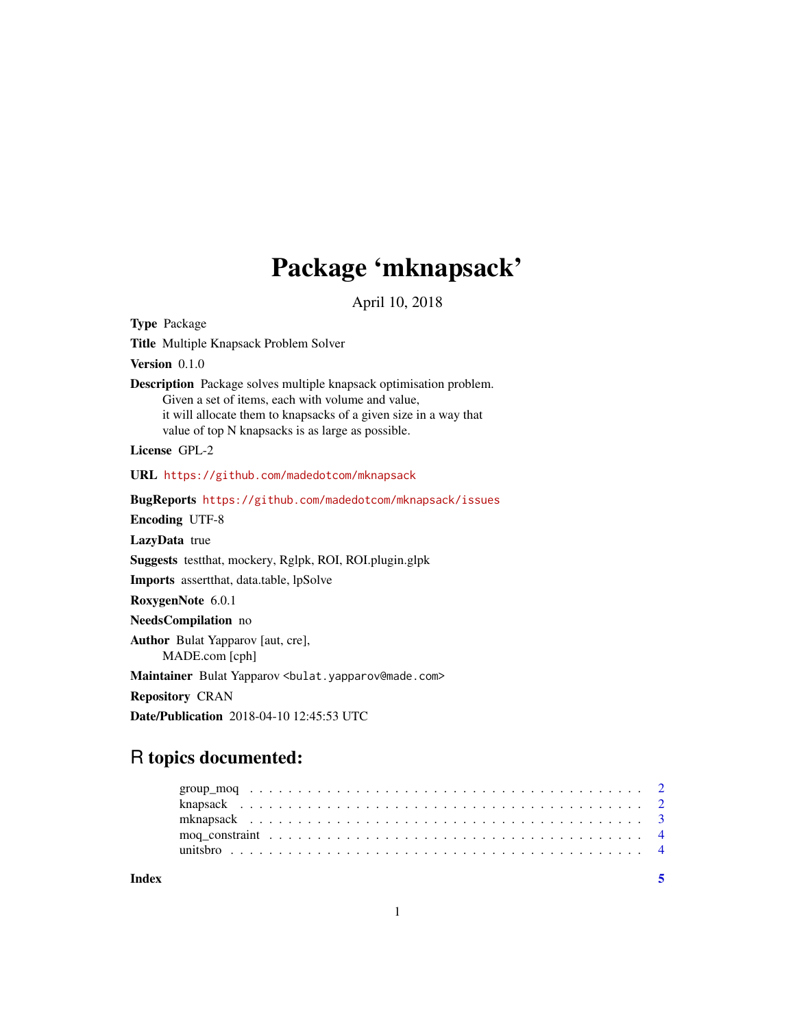# Package 'mknapsack'

April 10, 2018

**Type** Package

**Title** Multiple Knapsack Problem Solver

**Version** 0.1.0

**Description** Package solves multiple knapsack optimisation problem.
Given a set of items, each with volume and value,
it will allocate them to knapsacks of a given size in a way that
value of top N knapsacks is as large as possible.

**License** GPL-2

**URL** https://github.com/madedotcom/mknapsack

**BugReports** https://github.com/madedotcom/mknapsack/issues

**Encoding** UTF-8

**LazyData** true

**Suggests** testthat, mockery, Rglpk, ROI, ROI.plugin.glpk

**Imports** assertthat, data.table, lpSolve

**RoxygenNote** 6.0.1

**NeedsCompilation** no

**Author** Bulat Yapparov [aut, cre],
MADE.com [cph]

**Maintainer** Bulat Yapparov <bulat.yapparov@made.com>

**Repository** CRAN

**Date/Publication** 2018-04-10 12:45:53 UTC

## R topics documented:

- group_moq . . . . . . . . . . . . . . . . . . . . . . . . . . . . . . . . . . . . . . . . 2
- knapsack . . . . . . . . . . . . . . . . . . . . . . . . . . . . . . . . . . . . . . . . 2
- mknapsack . . . . . . . . . . . . . . . . . . . . . . . . . . . . . . . . . . . . . . . . 3
- moq_constraint . . . . . . . . . . . . . . . . . . . . . . . . . . . . . . . . . . . . . . 4
- unitsbro . . . . . . . . . . . . . . . . . . . . . . . . . . . . . . . . . . . . . . . . 4

**Index** 5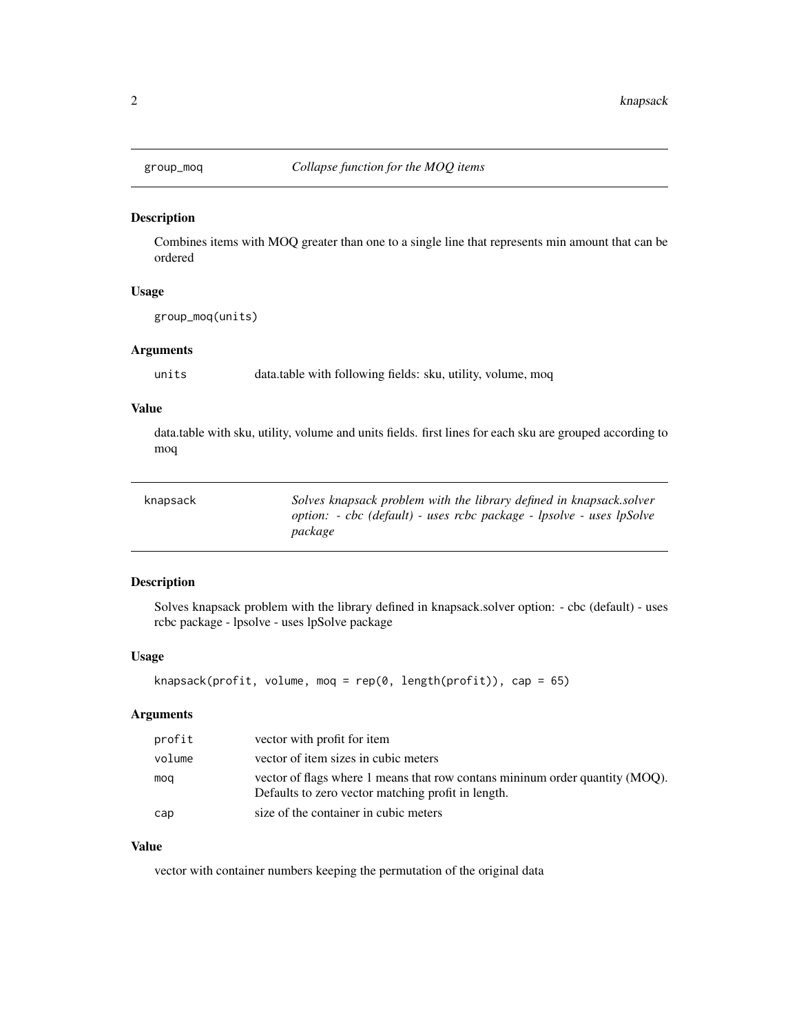## group_moq — *Collapse function for the MOQ items*

### Description

Combines items with MOQ greater than one to a single line that represents min amount that can be ordered

### Usage

```
group_moq(units)
```

### Arguments

| | |
|---|---|
| units | data.table with following fields: sku, utility, volume, moq |

### Value

data.table with sku, utility, volume and units fields. first lines for each sku are grouped according to moq

## knapsack — *Solves knapsack problem with the library defined in knapsack.solver option: - cbc (default) - uses rcbc package - lpsolve - uses lpSolve package*

### Description

Solves knapsack problem with the library defined in knapsack.solver option: - cbc (default) - uses rcbc package - lpsolve - uses lpSolve package

### Usage

```
knapsack(profit, volume, moq = rep(0, length(profit)), cap = 65)
```

### Arguments

| | |
|---|---|
| profit | vector with profit for item |
| volume | vector of item sizes in cubic meters |
| moq | vector of flags where 1 means that row contans mininum order quantity (MOQ). Defaults to zero vector matching profit in length. |
| cap | size of the container in cubic meters |

### Value

vector with container numbers keeping the permutation of the original data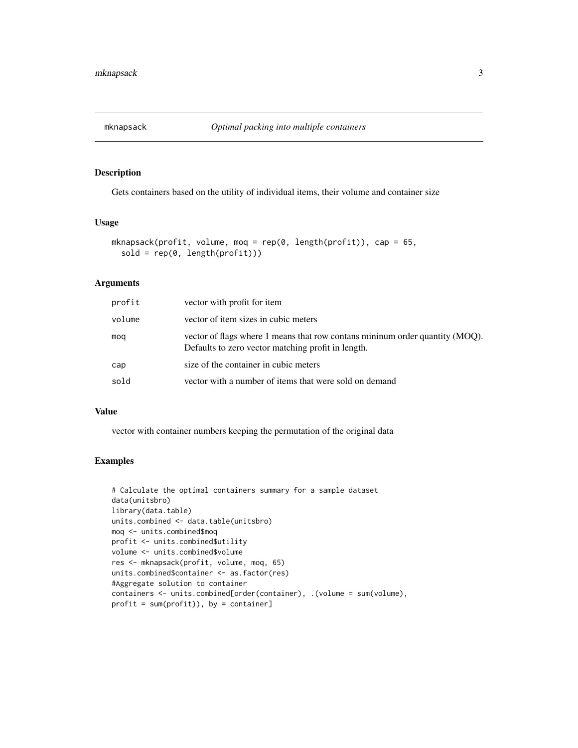# mknapsack — *Optimal packing into multiple containers*

## Description

Gets containers based on the utility of individual items, their volume and container size

## Usage

```
mknapsack(profit, volume, moq = rep(0, length(profit)), cap = 65,
  sold = rep(0, length(profit)))
```

## Arguments

| | |
|---|---|
| profit | vector with profit for item |
| volume | vector of item sizes in cubic meters |
| moq | vector of flags where 1 means that row contans mininum order quantity (MOQ). Defaults to zero vector matching profit in length. |
| cap | size of the container in cubic meters |
| sold | vector with a number of items that were sold on demand |

## Value

vector with container numbers keeping the permutation of the original data

## Examples

```
# Calculate the optimal containers summary for a sample dataset
data(unitsbro)
library(data.table)
units.combined <- data.table(unitsbro)
moq <- units.combined$moq
profit <- units.combined$utility
volume <- units.combined$volume
res <- mknapsack(profit, volume, moq, 65)
units.combined$container <- as.factor(res)
#Aggregate solution to container
containers <- units.combined[order(container), .(volume = sum(volume),
profit = sum(profit)), by = container]
```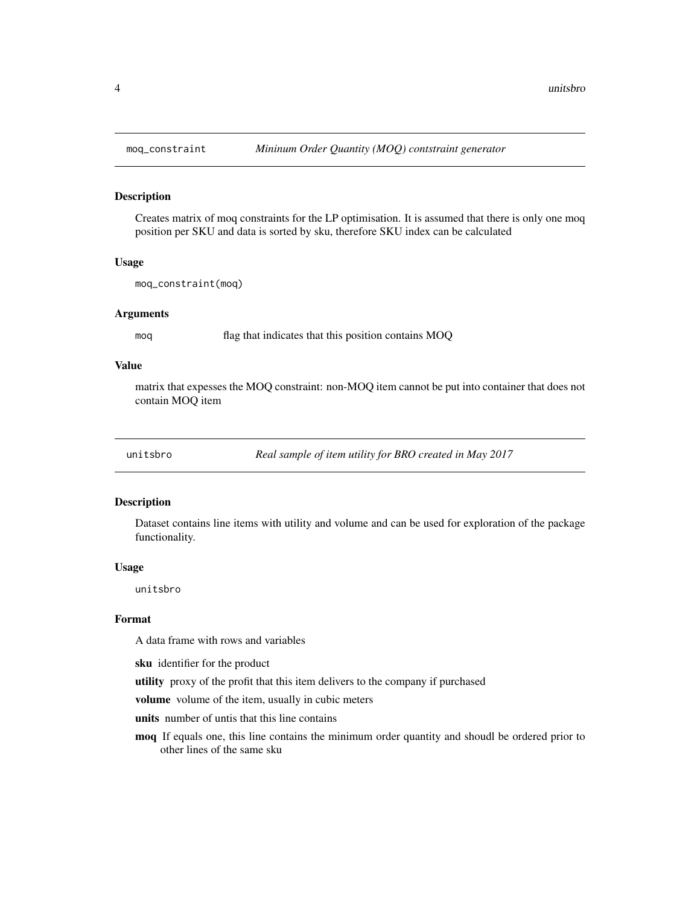## moq_constraint — *Mininum Order Quantity (MOQ) contstraint generator*

### Description

Creates matrix of moq constraints for the LP optimisation. It is assumed that there is only one moq position per SKU and data is sorted by sku, therefore SKU index can be calculated

### Usage

```
moq_constraint(moq)
```

### Arguments

| | |
|---|---|
| `moq` | flag that indicates that this position contains MOQ |

### Value

matrix that expesses the MOQ constraint: non-MOQ item cannot be put into container that does not contain MOQ item

## unitsbro — *Real sample of item utility for BRO created in May 2017*

### Description

Dataset contains line items with utility and volume and can be used for exploration of the package functionality.

### Usage

```
unitsbro
```

### Format

A data frame with rows and variables

- **sku** identifier for the product
- **utility** proxy of the profit that this item delivers to the company if purchased
- **volume** volume of the item, usually in cubic meters
- **units** number of untis that this line contains
- **moq** If equals one, this line contains the minimum order quantity and shoudl be ordered prior to other lines of the same sku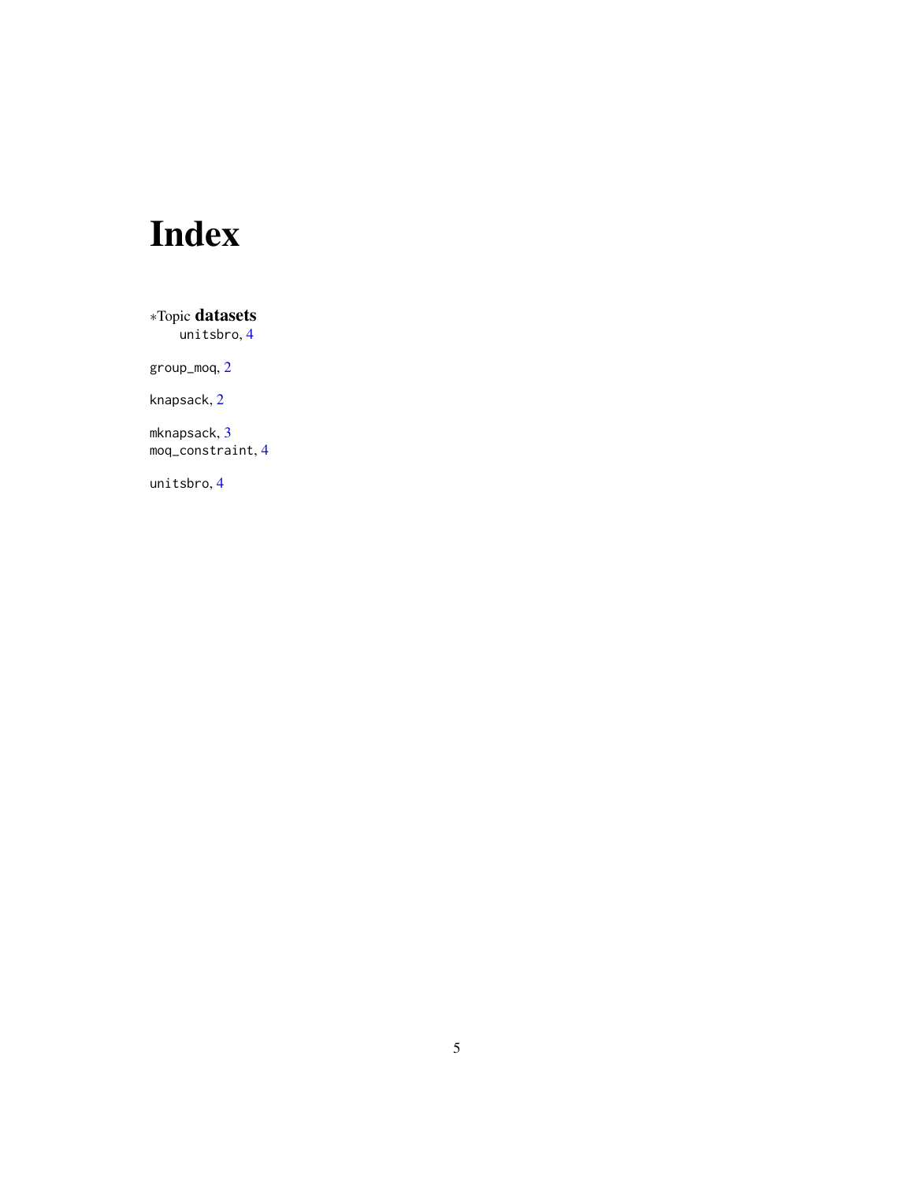# Index

∗Topic **datasets**

unitsbro, 4

group_moq, 2

knapsack, 2

mknapsack, 3
moq_constraint, 4

unitsbro, 4